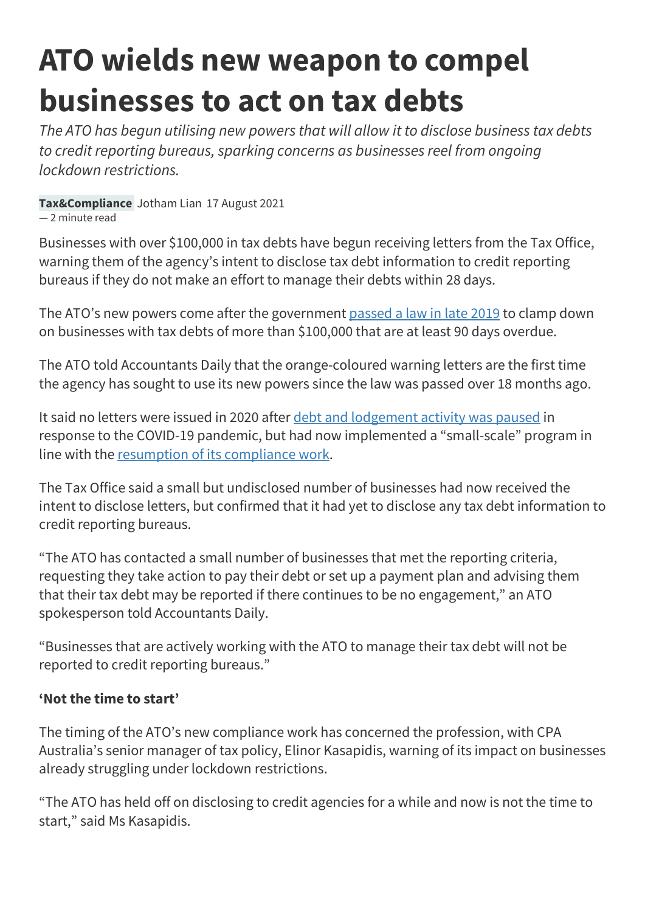# ATO wields new weapon to compel businesses to act on tax debts

*The ATO has begun utilising new powers that will allow it to disclose business tax debts to credit reporting bureaus, sparking concerns as businesses reel from ongoing lockdown restrictions.*

**Tax&Compliance** Jotham Lian 17 August 2021
— 2 minute read

Businesses with over $100,000 in tax debts have begun receiving letters from the Tax Office, warning them of the agency's intent to disclose tax debt information to credit reporting bureaus if they do not make an effort to manage their debts within 28 days.

The ATO's new powers come after the government passed a law in late 2019 to clamp down on businesses with tax debts of more than $100,000 that are at least 90 days overdue.

The ATO told Accountants Daily that the orange-coloured warning letters are the first time the agency has sought to use its new powers since the law was passed over 18 months ago.

It said no letters were issued in 2020 after debt and lodgement activity was paused in response to the COVID-19 pandemic, but had now implemented a "small-scale" program in line with the resumption of its compliance work.

The Tax Office said a small but undisclosed number of businesses had now received the intent to disclose letters, but confirmed that it had yet to disclose any tax debt information to credit reporting bureaus.

"The ATO has contacted a small number of businesses that met the reporting criteria, requesting they take action to pay their debt or set up a payment plan and advising them that their tax debt may be reported if there continues to be no engagement," an ATO spokesperson told Accountants Daily.

"Businesses that are actively working with the ATO to manage their tax debt will not be reported to credit reporting bureaus."

**'Not the time to start'**

The timing of the ATO's new compliance work has concerned the profession, with CPA Australia's senior manager of tax policy, Elinor Kasapidis, warning of its impact on businesses already struggling under lockdown restrictions.

"The ATO has held off on disclosing to credit agencies for a while and now is not the time to start," said Ms Kasapidis.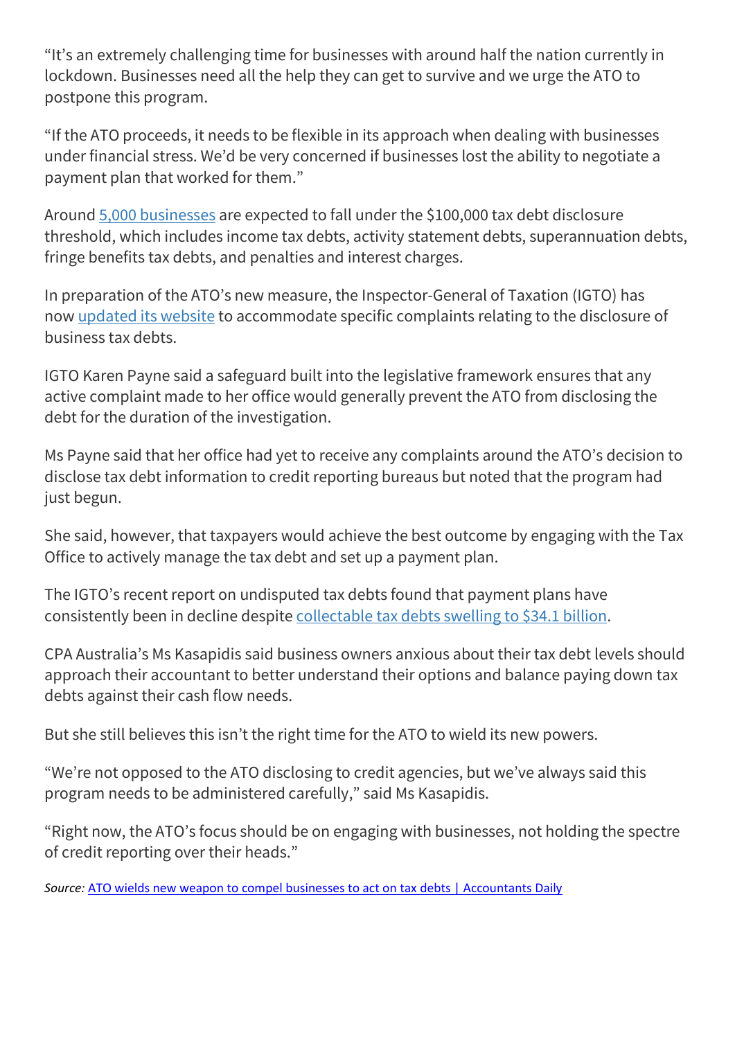"It's an extremely challenging time for businesses with around half the nation currently in lockdown. Businesses need all the help they can get to survive and we urge the ATO to postpone this program.

"If the ATO proceeds, it needs to be flexible in its approach when dealing with businesses under financial stress. We'd be very concerned if businesses lost the ability to negotiate a payment plan that worked for them."

Around 5,000 businesses are expected to fall under the $100,000 tax debt disclosure threshold, which includes income tax debts, activity statement debts, superannuation debts, fringe benefits tax debts, and penalties and interest charges.

In preparation of the ATO's new measure, the Inspector-General of Taxation (IGTO) has now updated its website to accommodate specific complaints relating to the disclosure of business tax debts.

IGTO Karen Payne said a safeguard built into the legislative framework ensures that any active complaint made to her office would generally prevent the ATO from disclosing the debt for the duration of the investigation.

Ms Payne said that her office had yet to receive any complaints around the ATO's decision to disclose tax debt information to credit reporting bureaus but noted that the program had just begun.

She said, however, that taxpayers would achieve the best outcome by engaging with the Tax Office to actively manage the tax debt and set up a payment plan.

The IGTO's recent report on undisputed tax debts found that payment plans have consistently been in decline despite collectable tax debts swelling to $34.1 billion.

CPA Australia's Ms Kasapidis said business owners anxious about their tax debt levels should approach their accountant to better understand their options and balance paying down tax debts against their cash flow needs.

But she still believes this isn't the right time for the ATO to wield its new powers.

"We're not opposed to the ATO disclosing to credit agencies, but we've always said this program needs to be administered carefully," said Ms Kasapidis.

"Right now, the ATO's focus should be on engaging with businesses, not holding the spectre of credit reporting over their heads."

*Source:* ATO wields new weapon to compel businesses to act on tax debts | Accountants Daily